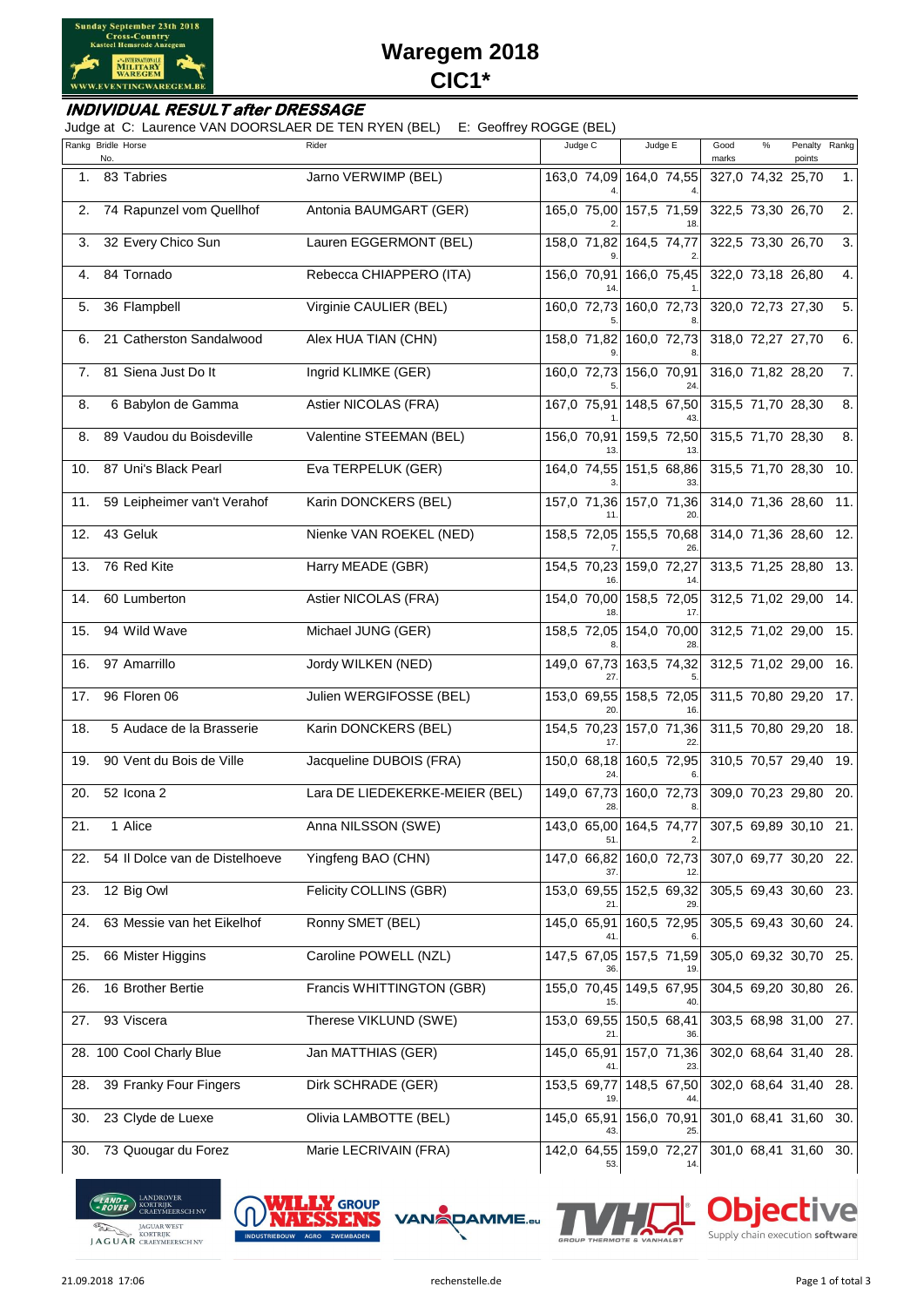# Waregem 2018

## CIC1*

### INDIVIDUAL RESULT after DRESSAGE

Judge at C: Laurence VAN DOORSLAER DE TEN RYEN (BEL) E: Geoffrey ROGGE (BEL)

| Rankg | Bridle No. | Horse | Rider | Judge C | | | Judge E | | | Good marks | % | Penalty points | Rankg |
|---|---|---|---|---|---|---|---|---|---|---|---|---|---|
| 1. | 83 | Tabries | Jarno VERWIMP (BEL) | 163,0 | 74,09 | 4. | 164,0 | 74,55 | 4. | 327,0 | 74,32 | 25,70 | 1. |
| 2. | 74 | Rapunzel vom Quellhof | Antonia BAUMGART (GER) | 165,0 | 75,00 | 2. | 157,5 | 71,59 | 18. | 322,5 | 73,30 | 26,70 | 2. |
| 3. | 32 | Every Chico Sun | Lauren EGGERMONT (BEL) | 158,0 | 71,82 | 9. | 164,5 | 74,77 | 2. | 322,5 | 73,30 | 26,70 | 3. |
| 4. | 84 | Tornado | Rebecca CHIAPPERO (ITA) | 156,0 | 70,91 | 14. | 166,0 | 75,45 | 1. | 322,0 | 73,18 | 26,80 | 4. |
| 5. | 36 | Flampbell | Virginie CAULIER (BEL) | 160,0 | 72,73 | 5. | 160,0 | 72,73 | 8. | 320,0 | 72,73 | 27,30 | 5. |
| 6. | 21 | Catherston Sandalwood | Alex HUA TIAN (CHN) | 158,0 | 71,82 | 9. | 160,0 | 72,73 | 8. | 318,0 | 72,27 | 27,70 | 6. |
| 7. | 81 | Siena Just Do It | Ingrid KLIMKE (GER) | 160,0 | 72,73 | 5. | 156,0 | 70,91 | 24. | 316,0 | 71,82 | 28,20 | 7. |
| 8. | 6 | Babylon de Gamma | Astier NICOLAS (FRA) | 167,0 | 75,91 | 1. | 148,5 | 67,50 | 43. | 315,5 | 71,70 | 28,30 | 8. |
| 8. | 89 | Vaudou du Boisdeville | Valentine STEEMAN (BEL) | 156,0 | 70,91 | 13. | 159,5 | 72,50 | 13. | 315,5 | 71,70 | 28,30 | 8. |
| 10. | 87 | Uni's Black Pearl | Eva TERPELUK (GER) | 164,0 | 74,55 | 3. | 151,5 | 68,86 | 33. | 315,5 | 71,70 | 28,30 | 10. |
| 11. | 59 | Leipheimer van't Verahof | Karin DONCKERS (BEL) | 157,0 | 71,36 | 11. | 157,0 | 71,36 | 20. | 314,0 | 71,36 | 28,60 | 11. |
| 12. | 43 | Geluk | Nienke VAN ROEKEL (NED) | 158,5 | 72,05 | 7. | 155,5 | 70,68 | 26. | 314,0 | 71,36 | 28,60 | 12. |
| 13. | 76 | Red Kite | Harry MEADE (GBR) | 154,5 | 70,23 | 16. | 159,0 | 72,27 | 14. | 313,5 | 71,25 | 28,80 | 13. |
| 14. | 60 | Lumberton | Astier NICOLAS (FRA) | 154,0 | 70,00 | 18. | 158,5 | 72,05 | 17. | 312,5 | 71,02 | 29,00 | 14. |
| 15. | 94 | Wild Wave | Michael JUNG (GER) | 158,5 | 72,05 | 8. | 154,0 | 70,00 | 28. | 312,5 | 71,02 | 29,00 | 15. |
| 16. | 97 | Amarrillo | Jordy WILKEN (NED) | 149,0 | 67,73 | 27. | 163,5 | 74,32 | 5. | 312,5 | 71,02 | 29,00 | 16. |
| 17. | 96 | Floren 06 | Julien WERGIFOSSE (BEL) | 153,0 | 69,55 | 20. | 158,5 | 72,05 | 16. | 311,5 | 70,80 | 29,20 | 17. |
| 18. | 5 | Audace de la Brasserie | Karin DONCKERS (BEL) | 154,5 | 70,23 | 17. | 157,0 | 71,36 | 22. | 311,5 | 70,80 | 29,20 | 18. |
| 19. | 90 | Vent du Bois de Ville | Jacqueline DUBOIS (FRA) | 150,0 | 68,18 | 24. | 160,5 | 72,95 | 6. | 310,5 | 70,57 | 29,40 | 19. |
| 20. | 52 | Icona 2 | Lara DE LIEDEKERKE-MEIER (BEL) | 149,0 | 67,73 | 28. | 160,0 | 72,73 | 8. | 309,0 | 70,23 | 29,80 | 20. |
| 21. | 1 | Alice | Anna NILSSON (SWE) | 143,0 | 65,00 | 51. | 164,5 | 74,77 | 2. | 307,5 | 69,89 | 30,10 | 21. |
| 22. | 54 | Il Dolce van de Distelhoeve | Yingfeng BAO (CHN) | 147,0 | 66,82 | 37. | 160,0 | 72,73 | 12. | 307,0 | 69,77 | 30,20 | 22. |
| 23. | 12 | Big Owl | Felicity COLLINS (GBR) | 153,0 | 69,55 | 21. | 152,5 | 69,32 | 29. | 305,5 | 69,43 | 30,60 | 23. |
| 24. | 63 | Messie van het Eikelhof | Ronny SMET (BEL) | 145,0 | 65,91 | 41. | 160,5 | 72,95 | 6. | 305,5 | 69,43 | 30,60 | 24. |
| 25. | 66 | Mister Higgins | Caroline POWELL (NZL) | 147,5 | 67,05 | 36. | 157,5 | 71,59 | 19. | 305,0 | 69,32 | 30,70 | 25. |
| 26. | 16 | Brother Bertie | Francis WHITTINGTON (GBR) | 155,0 | 70,45 | 15. | 149,5 | 67,95 | 40. | 304,5 | 69,20 | 30,80 | 26. |
| 27. | 93 | Viscera | Therese VIKLUND (SWE) | 153,0 | 69,55 | 21. | 150,5 | 68,41 | 36. | 303,5 | 68,98 | 31,00 | 27. |
| 28. | 100 | Cool Charly Blue | Jan MATTHIAS (GER) | 145,0 | 65,91 | 41. | 157,0 | 71,36 | 23. | 302,0 | 68,64 | 31,40 | 28. |
| 28. | 39 | Franky Four Fingers | Dirk SCHRADE (GER) | 153,5 | 69,77 | 19. | 148,5 | 67,50 | 44. | 302,0 | 68,64 | 31,40 | 28. |
| 30. | 23 | Clyde de Luexe | Olivia LAMBOTTE (BEL) | 145,0 | 65,91 | 43. | 156,0 | 70,91 | 25. | 301,0 | 68,41 | 31,60 | 30. |
| 30. | 73 | Quougar du Forez | Marie LECRIVAIN (FRA) | 142,0 | 64,55 | 53. | 159,0 | 72,27 | 14. | 301,0 | 68,41 | 31,60 | 30. |

21.09.2018 17:06 rechenstelle.de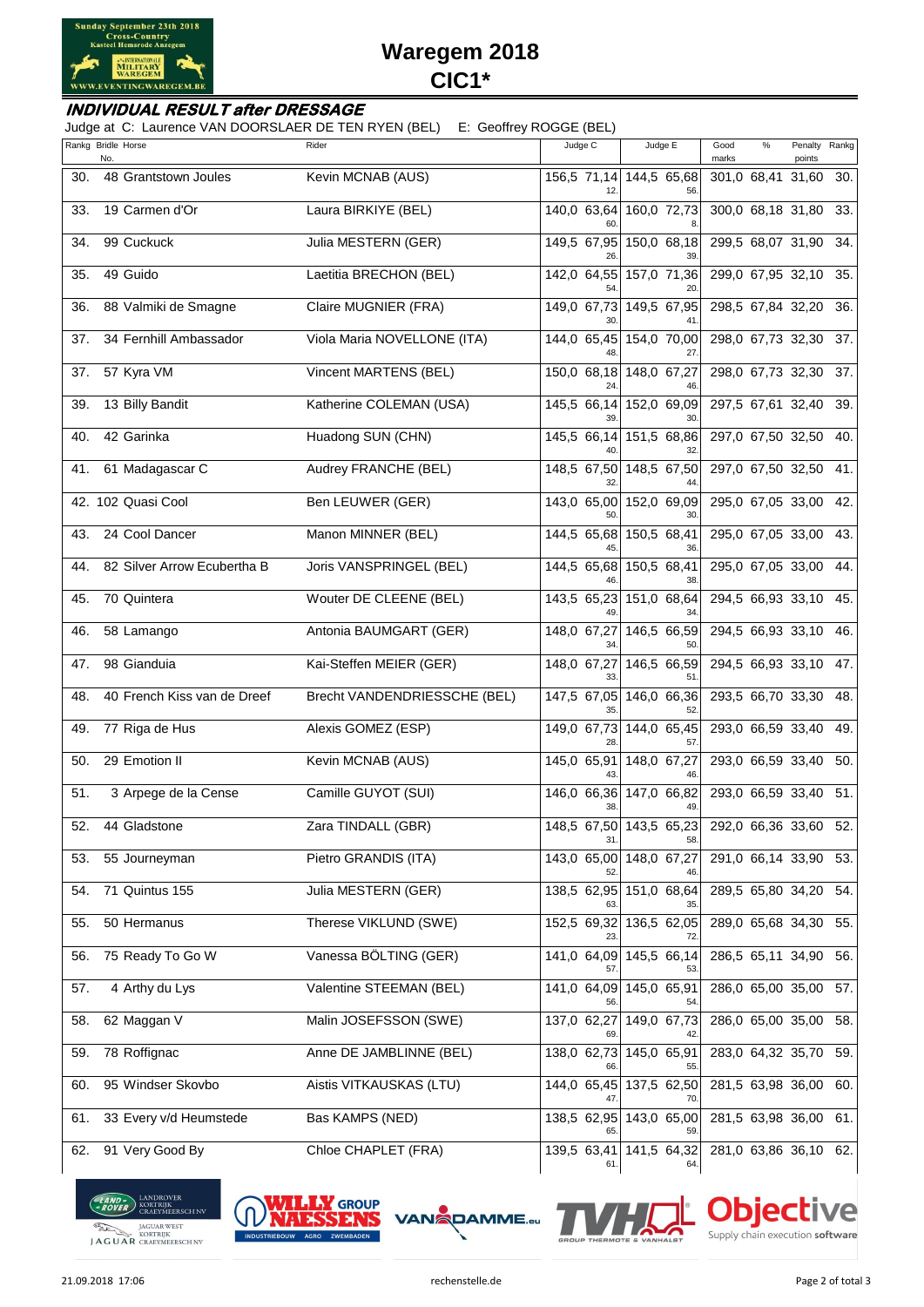# Waregem 2018

## CIC1*

### INDIVIDUAL RESULT after DRESSAGE

Judge at C: Laurence VAN DOORSLAER DE TEN RYEN (BEL)    E: Geoffrey ROGGE (BEL)

| Rankg | Bridle No. | Horse | Rider | Judge C | | | Judge E | | | Good marks | % | Penalty points | Rankg |
|---|---|---|---|---|---|---|---|---|---|---|---|---|---|
| 30. | 48 | Grantstown Joules | Kevin MCNAB (AUS) | 156,5 | 71,14 | 12. | 144,5 | 65,68 | 56. | 301,0 | 68,41 | 31,60 | 30. |
| 33. | 19 | Carmen d'Or | Laura BIRKIYE (BEL) | 140,0 | 63,64 | 60. | 160,0 | 72,73 | 8. | 300,0 | 68,18 | 31,80 | 33. |
| 34. | 99 | Cuckuck | Julia MESTERN (GER) | 149,5 | 67,95 | 26. | 150,0 | 68,18 | 39. | 299,5 | 68,07 | 31,90 | 34. |
| 35. | 49 | Guido | Laetitia BRECHON (BEL) | 142,0 | 64,55 | 54. | 157,0 | 71,36 | 20. | 299,0 | 67,95 | 32,10 | 35. |
| 36. | 88 | Valmiki de Smagne | Claire MUGNIER (FRA) | 149,0 | 67,73 | 30. | 149,5 | 67,95 | 41. | 298,5 | 67,84 | 32,20 | 36. |
| 37. | 34 | Fernhill Ambassador | Viola Maria NOVELLONE (ITA) | 144,0 | 65,45 | 48. | 154,0 | 70,00 | 27. | 298,0 | 67,73 | 32,30 | 37. |
| 37. | 57 | Kyra VM | Vincent MARTENS (BEL) | 150,0 | 68,18 | 24. | 148,0 | 67,27 | 46. | 298,0 | 67,73 | 32,30 | 37. |
| 39. | 13 | Billy Bandit | Katherine COLEMAN (USA) | 145,5 | 66,14 | 39. | 152,0 | 69,09 | 30. | 297,5 | 67,61 | 32,40 | 39. |
| 40. | 42 | Garinka | Huadong SUN (CHN) | 145,5 | 66,14 | 40. | 151,5 | 68,86 | 32. | 297,0 | 67,50 | 32,50 | 40. |
| 41. | 61 | Madagascar C | Audrey FRANCHE (BEL) | 148,5 | 67,50 | 32. | 148,5 | 67,50 | 44. | 297,0 | 67,50 | 32,50 | 41. |
| 42. | 102 | Quasi Cool | Ben LEUWER (GER) | 143,0 | 65,00 | 50. | 152,0 | 69,09 | 30. | 295,0 | 67,05 | 33,00 | 42. |
| 43. | 24 | Cool Dancer | Manon MINNER (BEL) | 144,5 | 65,68 | 45. | 150,5 | 68,41 | 36. | 295,0 | 67,05 | 33,00 | 43. |
| 44. | 82 | Silver Arrow Ecubertha B | Joris VANSPRINGEL (BEL) | 144,5 | 65,68 | 46. | 150,5 | 68,41 | 38. | 295,0 | 67,05 | 33,00 | 44. |
| 45. | 70 | Quintera | Wouter DE CLEENE (BEL) | 143,5 | 65,23 | 49. | 151,0 | 68,64 | 34. | 294,5 | 66,93 | 33,10 | 45. |
| 46. | 58 | Lamango | Antonia BAUMGART (GER) | 148,0 | 67,27 | 34. | 146,5 | 66,59 | 50. | 294,5 | 66,93 | 33,10 | 46. |
| 47. | 98 | Gianduia | Kai-Steffen MEIER (GER) | 148,0 | 67,27 | 33. | 146,5 | 66,59 | 51. | 294,5 | 66,93 | 33,10 | 47. |
| 48. | 40 | French Kiss van de Dreef | Brecht VANDENDRIESSCHE (BEL) | 147,5 | 67,05 | 35. | 146,0 | 66,36 | 52. | 293,5 | 66,70 | 33,30 | 48. |
| 49. | 77 | Riga de Hus | Alexis GOMEZ (ESP) | 149,0 | 67,73 | 28. | 144,0 | 65,45 | 57. | 293,0 | 66,59 | 33,40 | 49. |
| 50. | 29 | Emotion II | Kevin MCNAB (AUS) | 145,0 | 65,91 | 43. | 148,0 | 67,27 | 46. | 293,0 | 66,59 | 33,40 | 50. |
| 51. | 3 | Arpege de la Cense | Camille GUYOT (SUI) | 146,0 | 66,36 | 38. | 147,0 | 66,82 | 49. | 293,0 | 66,59 | 33,40 | 51. |
| 52. | 44 | Gladstone | Zara TINDALL (GBR) | 148,5 | 67,50 | 31. | 143,5 | 65,23 | 58. | 292,0 | 66,36 | 33,60 | 52. |
| 53. | 55 | Journeyman | Pietro GRANDIS (ITA) | 143,0 | 65,00 | 52. | 148,0 | 67,27 | 46. | 291,0 | 66,14 | 33,90 | 53. |
| 54. | 71 | Quintus 155 | Julia MESTERN (GER) | 138,5 | 62,95 | 63. | 151,0 | 68,64 | 35. | 289,5 | 65,80 | 34,20 | 54. |
| 55. | 50 | Hermanus | Therese VIKLUND (SWE) | 152,5 | 69,32 | 23. | 136,5 | 62,05 | 72. | 289,0 | 65,68 | 34,30 | 55. |
| 56. | 75 | Ready To Go W | Vanessa BÖLTING (GER) | 141,0 | 64,09 | 57. | 145,5 | 66,14 | 53. | 286,5 | 65,11 | 34,90 | 56. |
| 57. | 4 | Arthy du Lys | Valentine STEEMAN (BEL) | 141,0 | 64,09 | 56. | 145,0 | 65,91 | 54. | 286,0 | 65,00 | 35,00 | 57. |
| 58. | 62 | Maggan V | Malin JOSEFSSON (SWE) | 137,0 | 62,27 | 69. | 149,0 | 67,73 | 42. | 286,0 | 65,00 | 35,00 | 58. |
| 59. | 78 | Roffignac | Anne DE JAMBLINNE (BEL) | 138,0 | 62,73 | 66. | 145,0 | 65,91 | 55. | 283,0 | 64,32 | 35,70 | 59. |
| 60. | 95 | Windser Skovbo | Aistis VITKAUSKAS (LTU) | 144,0 | 65,45 | 47. | 137,5 | 62,50 | 70. | 281,5 | 63,98 | 36,00 | 60. |
| 61. | 33 | Every v/d Heumstede | Bas KAMPS (NED) | 138,5 | 62,95 | 65. | 143,0 | 65,00 | 59. | 281,5 | 63,98 | 36,00 | 61. |
| 62. | 91 | Very Good By | Chloe CHAPLET (FRA) | 139,5 | 63,41 | 61. | 141,5 | 64,32 | 64. | 281,0 | 63,86 | 36,10 | 62. |

21.09.2018 17:06    rechenstelle.de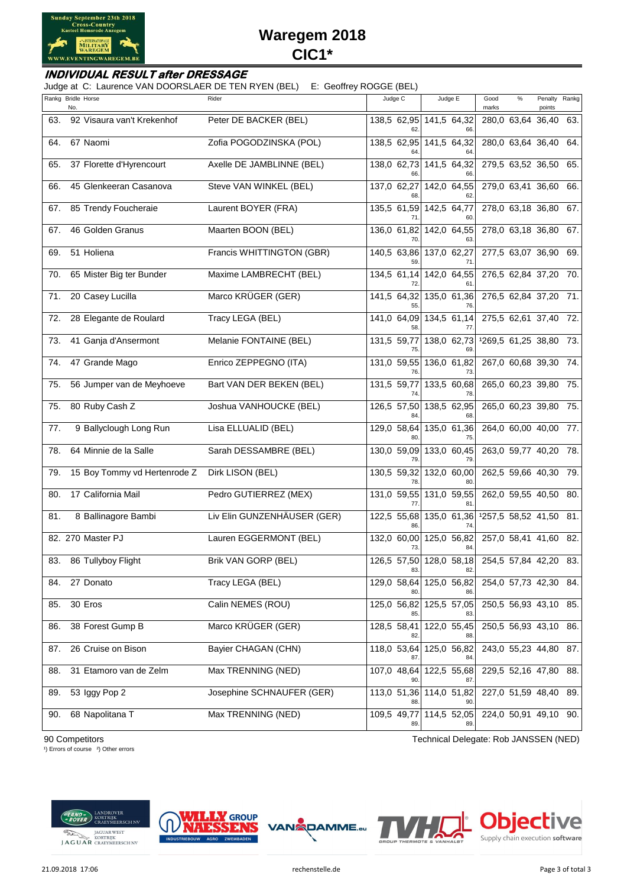# Waregem 2018

## CIC1*

### INDIVIDUAL RESULT after DRESSAGE

Judge at C: Laurence VAN DOORSLAER DE TEN RYEN (BEL) E: Geoffrey ROGGE (BEL)

| Rankg | Bridle No. | Horse | Rider | Judge C | | | Judge E | | | Good marks | % | Penalty points | Rankg |
|---|---|---|---|---|---|---|---|---|---|---|---|---|---|
| 63. | 92 | Visaura van't Krekenhof | Peter DE BACKER (BEL) | 138,5 | 62,95 | 62. | 141,5 | 64,32 | 66. | 280,0 | 63,64 | 36,40 | 63. |
| 64. | 67 | Naomi | Zofia POGODZINSKA (POL) | 138,5 | 62,95 | 64. | 141,5 | 64,32 | 64. | 280,0 | 63,64 | 36,40 | 64. |
| 65. | 37 | Florette d'Hyrencourt | Axelle DE JAMBLINNE (BEL) | 138,0 | 62,73 | 66. | 141,5 | 64,32 | 66. | 279,5 | 63,52 | 36,50 | 65. |
| 66. | 45 | Glenkeeran Casanova | Steve VAN WINKEL (BEL) | 137,0 | 62,27 | 68. | 142,0 | 64,55 | 62. | 279,0 | 63,41 | 36,60 | 66. |
| 67. | 85 | Trendy Foucheraie | Laurent BOYER (FRA) | 135,5 | 61,59 | 71. | 142,5 | 64,77 | 60. | 278,0 | 63,18 | 36,80 | 67. |
| 67. | 46 | Golden Granus | Maarten BOON (BEL) | 136,0 | 61,82 | 70. | 142,0 | 64,55 | 63. | 278,0 | 63,18 | 36,80 | 67. |
| 69. | 51 | Holiena | Francis WHITTINGTON (GBR) | 140,5 | 63,86 | 59. | 137,0 | 62,27 | 71. | 277,5 | 63,07 | 36,90 | 69. |
| 70. | 65 | Mister Big ter Bunder | Maxime LAMBRECHT (BEL) | 134,5 | 61,14 | 72. | 142,0 | 64,55 | 61. | 276,5 | 62,84 | 37,20 | 70. |
| 71. | 20 | Casey Lucilla | Marco KRÜGER (GER) | 141,5 | 64,32 | 55. | 135,0 | 61,36 | 76. | 276,5 | 62,84 | 37,20 | 71. |
| 72. | 28 | Elegante de Roulard | Tracy LEGA (BEL) | 141,0 | 64,09 | 58. | 134,5 | 61,14 | 77. | 275,5 | 62,61 | 37,40 | 72. |
| 73. | 41 | Ganja d'Ansermont | Melanie FONTAINE (BEL) | 131,5 | 59,77 | 75. | 138,0 | 62,73 | 69. | [1]269,5 | 61,25 | 38,80 | 73. |
| 74. | 47 | Grande Mago | Enrico ZEPPEGNO (ITA) | 131,0 | 59,55 | 76. | 136,0 | 61,82 | 73. | 267,0 | 60,68 | 39,30 | 74. |
| 75. | 56 | Jumper van de Meyhoeve | Bart VAN DER BEKEN (BEL) | 131,5 | 59,77 | 74. | 133,5 | 60,68 | 78. | 265,0 | 60,23 | 39,80 | 75. |
| 75. | 80 | Ruby Cash Z | Joshua VANHOUCKE (BEL) | 126,5 | 57,50 | 84. | 138,5 | 62,95 | 68. | 265,0 | 60,23 | 39,80 | 75. |
| 77. | 9 | Ballyclough Long Run | Lisa ELLUALID (BEL) | 129,0 | 58,64 | 80. | 135,0 | 61,36 | 75. | 264,0 | 60,00 | 40,00 | 77. |
| 78. | 64 | Minnie de la Salle | Sarah DESSAMBRE (BEL) | 130,0 | 59,09 | 79. | 133,0 | 60,45 | 79. | 263,0 | 59,77 | 40,20 | 78. |
| 79. | 15 | Boy Tommy vd Hertenrode Z | Dirk LISON (BEL) | 130,5 | 59,32 | 78. | 132,0 | 60,00 | 80. | 262,5 | 59,66 | 40,30 | 79. |
| 80. | 17 | California Mail | Pedro GUTIERREZ (MEX) | 131,0 | 59,55 | 77. | 131,0 | 59,55 | 81. | 262,0 | 59,55 | 40,50 | 80. |
| 81. | 8 | Ballinagore Bambi | Liv Elin GUNZENHÄUSER (GER) | 122,5 | 55,68 | 86. | 135,0 | 61,36 | 74. | [1]257,5 | 58,52 | 41,50 | 81. |
| 82. | 270 | Master PJ | Lauren EGGERMONT (BEL) | 132,0 | 60,00 | 73. | 125,0 | 56,82 | 84. | 257,0 | 58,41 | 41,60 | 82. |
| 83. | 86 | Tullyboy Flight | Brik VAN GORP (BEL) | 126,5 | 57,50 | 83. | 128,0 | 58,18 | 82. | 254,5 | 57,84 | 42,20 | 83. |
| 84. | 27 | Donato | Tracy LEGA (BEL) | 129,0 | 58,64 | 80. | 125,0 | 56,82 | 86. | 254,0 | 57,73 | 42,30 | 84. |
| 85. | 30 | Eros | Calin NEMES (ROU) | 125,0 | 56,82 | 85. | 125,5 | 57,05 | 83. | 250,5 | 56,93 | 43,10 | 85. |
| 86. | 38 | Forest Gump B | Marco KRÜGER (GER) | 128,5 | 58,41 | 82. | 122,0 | 55,45 | 88. | 250,5 | 56,93 | 43,10 | 86. |
| 87. | 26 | Cruise on Bison | Bayier CHAGAN (CHN) | 118,0 | 53,64 | 87. | 125,0 | 56,82 | 84. | 243,0 | 55,23 | 44,80 | 87. |
| 88. | 31 | Etamoro van de Zelm | Max TRENNING (NED) | 107,0 | 48,64 | 90. | 122,5 | 55,68 | 87. | 229,5 | 52,16 | 47,80 | 88. |
| 89. | 53 | Iggy Pop 2 | Josephine SCHNAUFER (GER) | 113,0 | 51,36 | 88. | 114,0 | 51,82 | 90. | 227,0 | 51,59 | 48,40 | 89. |
| 90. | 68 | Napolitana T | Max TRENNING (NED) | 109,5 | 49,77 | 89. | 114,5 | 52,05 | 89. | 224,0 | 50,91 | 49,10 | 90. |

90 Competitors

Technical Delegate: Rob JANSSEN (NED)

[1]) Errors of course [2]) Other errors